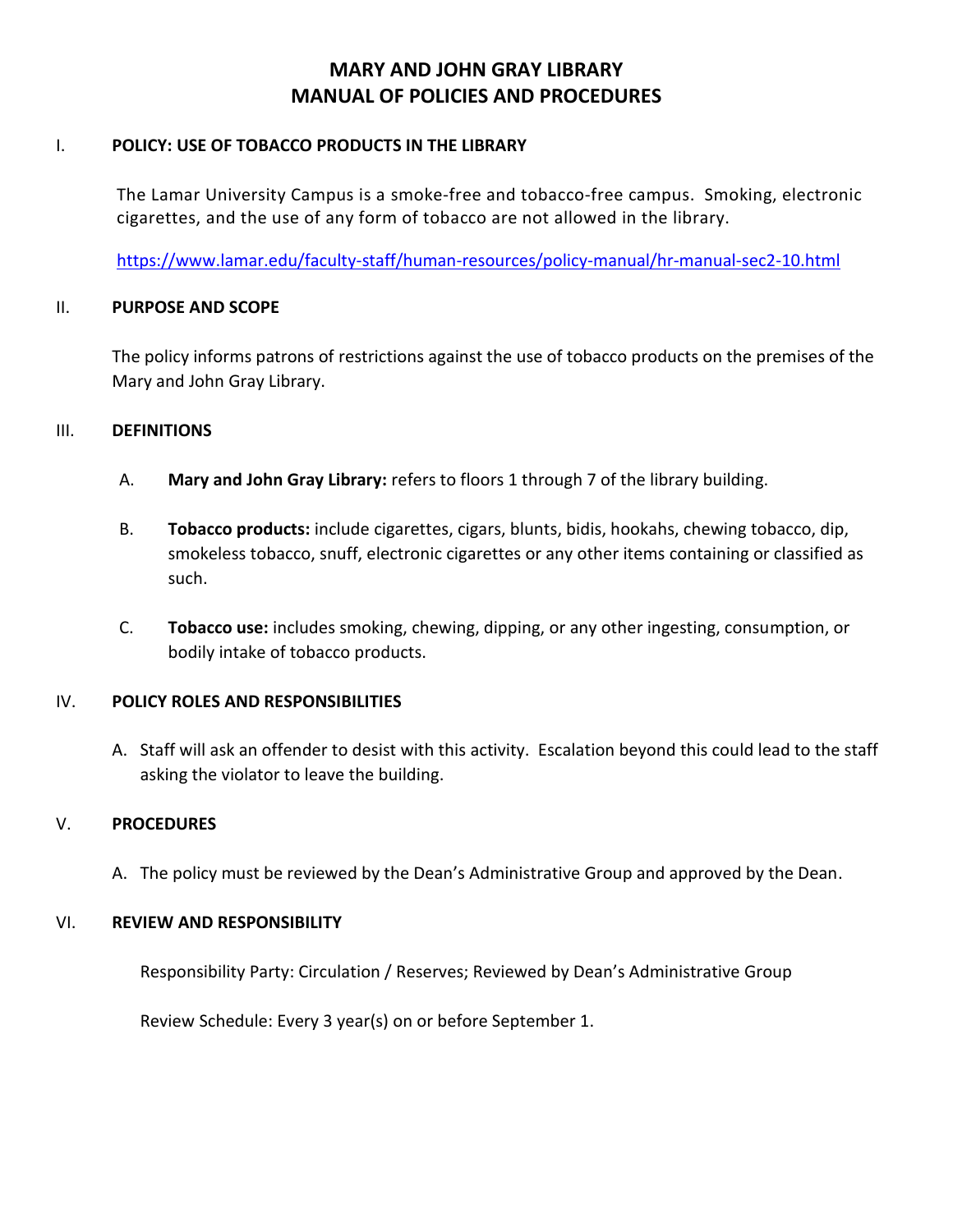# MARY AND JOHN GRAY LIBRARY
# MANUAL OF POLICIES AND PROCEDURES

## I. POLICY: USE OF TOBACCO PRODUCTS IN THE LIBRARY

The Lamar University Campus is a smoke-free and tobacco-free campus. Smoking, electronic cigarettes, and the use of any form of tobacco are not allowed in the library.

https://www.lamar.edu/faculty-staff/human-resources/policy-manual/hr-manual-sec2-10.html

## II. PURPOSE AND SCOPE

The policy informs patrons of restrictions against the use of tobacco products on the premises of the Mary and John Gray Library.

## III. DEFINITIONS

A. **Mary and John Gray Library:** refers to floors 1 through 7 of the library building.

B. **Tobacco products:** include cigarettes, cigars, blunts, bidis, hookahs, chewing tobacco, dip, smokeless tobacco, snuff, electronic cigarettes or any other items containing or classified as such.

C. **Tobacco use:** includes smoking, chewing, dipping, or any other ingesting, consumption, or bodily intake of tobacco products.

## IV. POLICY ROLES AND RESPONSIBILITIES

A. Staff will ask an offender to desist with this activity. Escalation beyond this could lead to the staff asking the violator to leave the building.

## V. PROCEDURES

A. The policy must be reviewed by the Dean's Administrative Group and approved by the Dean.

## VI. REVIEW AND RESPONSIBILITY

Responsibility Party: Circulation / Reserves; Reviewed by Dean's Administrative Group

Review Schedule: Every 3 year(s) on or before September 1.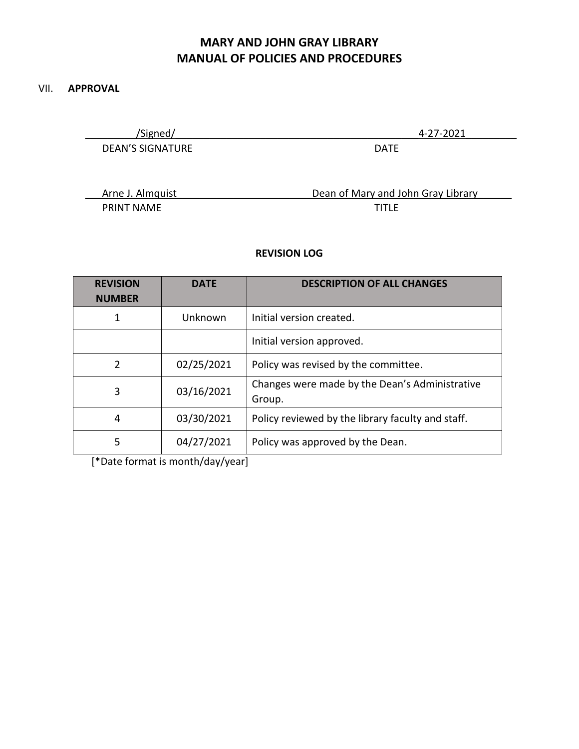# MARY AND JOHN GRAY LIBRARY
# MANUAL OF POLICIES AND PROCEDURES

## VII. APPROVAL

_________/Signed/____________________________________________4-27-2021_________
DEAN'S SIGNATURE DATE

___Arne J. Almquist________________________Dean of Mary and John Gray Library______
PRINT NAME TITLE

**REVISION LOG**

| REVISION NUMBER | DATE | DESCRIPTION OF ALL CHANGES |
|---|---|---|
| 1 | Unknown | Initial version created. |
| | | Initial version approved. |
| 2 | 02/25/2021 | Policy was revised by the committee. |
| 3 | 03/16/2021 | Changes were made by the Dean's Administrative Group. |
| 4 | 03/30/2021 | Policy reviewed by the library faculty and staff. |
| 5 | 04/27/2021 | Policy was approved by the Dean. |

[*Date format is month/day/year]